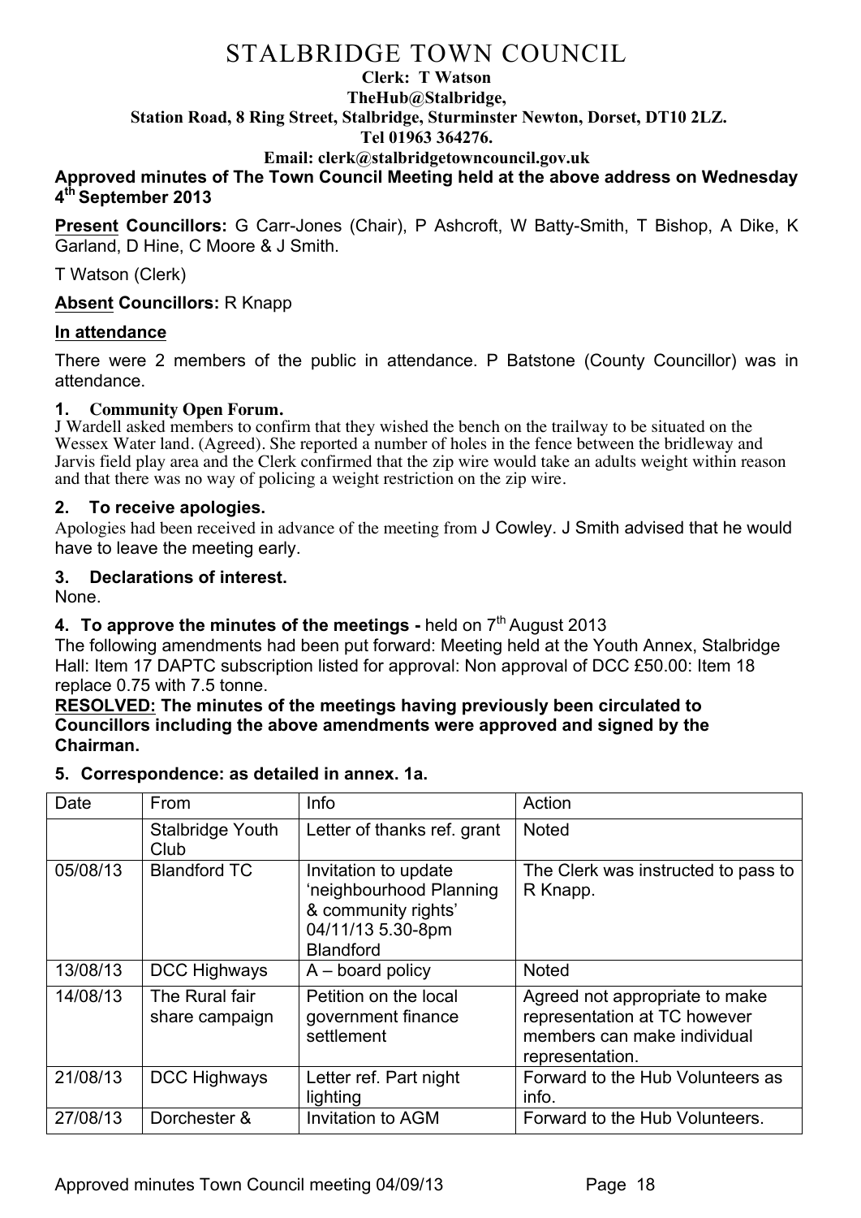# STALBRIDGE TOWN COUNCIL

**Clerk: T Watson**
**TheHub@Stalbridge,**
**Station Road, 8 Ring Street, Stalbridge, Sturminster Newton, Dorset, DT10 2LZ.**
**Tel 01963 364276.**
**Email: clerk@stalbridgetowncouncil.gov.uk**

**Approved minutes of The Town Council Meeting held at the above address on Wednesday 4th September 2013**

**Present Councillors:** G Carr-Jones (Chair), P Ashcroft, W Batty-Smith, T Bishop, A Dike, K Garland, D Hine, C Moore & J Smith.

T Watson (Clerk)

**Absent Councillors:** R Knapp

**In attendance**

There were 2 members of the public in attendance. P Batstone (County Councillor) was in attendance.

### 1. Community Open Forum.

J Wardell asked members to confirm that they wished the bench on the trailway to be situated on the Wessex Water land. (Agreed). She reported a number of holes in the fence between the bridleway and Jarvis field play area and the Clerk confirmed that the zip wire would take an adults weight within reason and that there was no way of policing a weight restriction on the zip wire.

### 2. To receive apologies.

Apologies had been received in advance of the meeting from J Cowley. J Smith advised that he would have to leave the meeting early.

### 3. Declarations of interest.

None.

### 4. To approve the minutes of the meetings - held on 7th August 2013

The following amendments had been put forward: Meeting held at the Youth Annex, Stalbridge Hall: Item 17 DAPTC subscription listed for approval: Non approval of DCC £50.00: Item 18 replace 0.75 with 7.5 tonne.

**RESOLVED: The minutes of the meetings having previously been circulated to Councillors including the above amendments were approved and signed by the Chairman.**

### 5. Correspondence: as detailed in annex. 1a.

| Date | From | Info | Action |
|---|---|---|---|
| | Stalbridge Youth Club | Letter of thanks ref. grant | Noted |
| 05/08/13 | Blandford TC | Invitation to update 'neighbourhood Planning & community rights' 04/11/13 5.30-8pm Blandford | The Clerk was instructed to pass to R Knapp. |
| 13/08/13 | DCC Highways | A – board policy | Noted |
| 14/08/13 | The Rural fair share campaign | Petition on the local government finance settlement | Agreed not appropriate to make representation at TC however members can make individual representation. |
| 21/08/13 | DCC Highways | Letter ref. Part night lighting | Forward to the Hub Volunteers as info. |
| 27/08/13 | Dorchester & | Invitation to AGM | Forward to the Hub Volunteers. |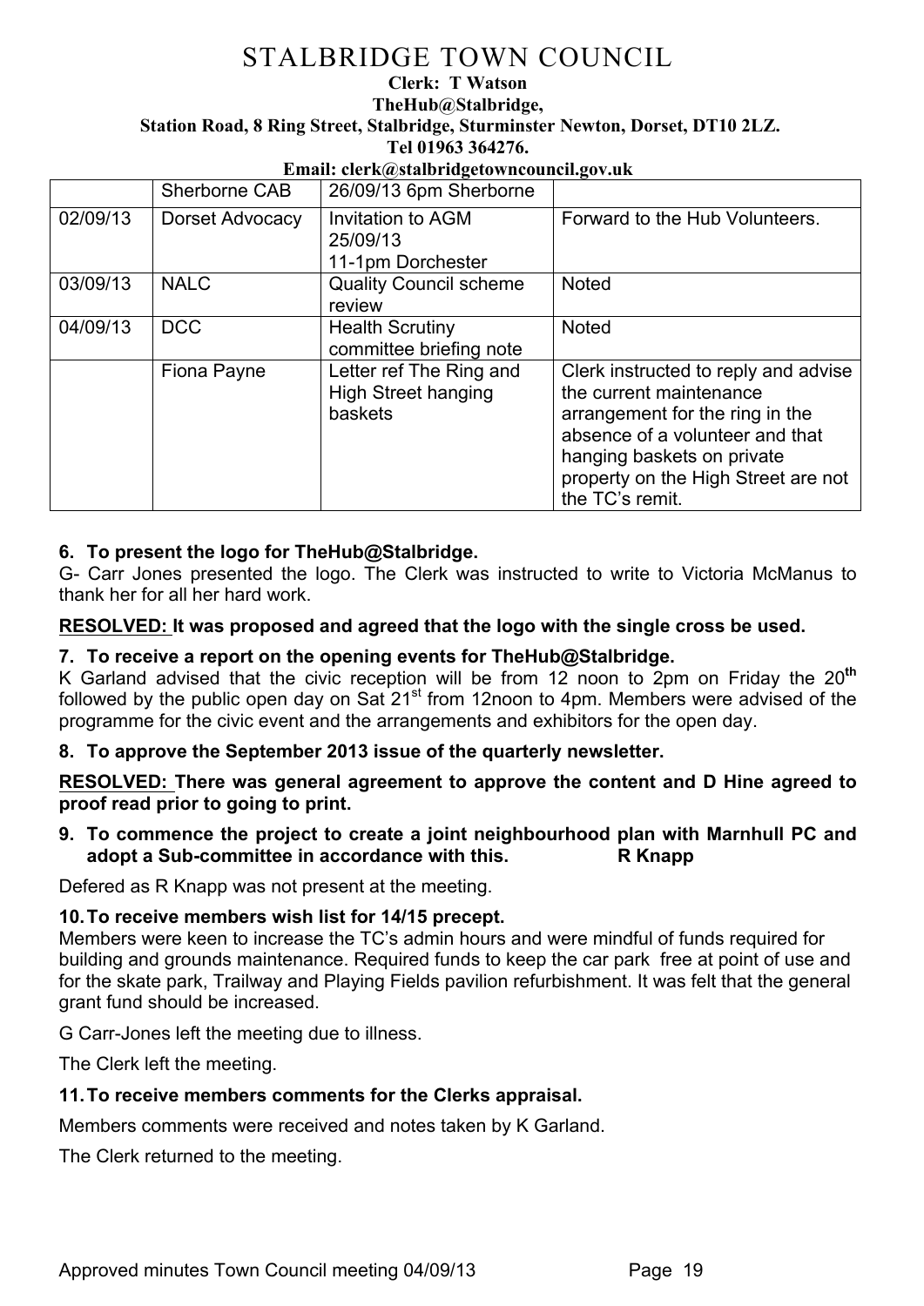# STALBRIDGE TOWN COUNCIL

**Clerk: T Watson**
**TheHub@Stalbridge,**
**Station Road, 8 Ring Street, Stalbridge, Sturminster Newton, Dorset, DT10 2LZ.**
**Tel 01963 364276.**
**Email: clerk@stalbridgetowncouncil.gov.uk**

| | | | |
|---|---|---|---|
| | Sherborne CAB | 26/09/13 6pm Sherborne | |
| 02/09/13 | Dorset Advocacy | Invitation to AGM 25/09/13 11-1pm Dorchester | Forward to the Hub Volunteers. |
| 03/09/13 | NALC | Quality Council scheme review | Noted |
| 04/09/13 | DCC | Health Scrutiny committee briefing note | Noted |
| | Fiona Payne | Letter ref The Ring and High Street hanging baskets | Clerk instructed to reply and advise the current maintenance arrangement for the ring in the absence of a volunteer and that hanging baskets on private property on the High Street are not the TC's remit. |

**6. To present the logo for TheHub@Stalbridge.**

G- Carr Jones presented the logo. The Clerk was instructed to write to Victoria McManus to thank her for all her hard work.

**RESOLVED: It was proposed and agreed that the logo with the single cross be used.**

**7. To receive a report on the opening events for TheHub@Stalbridge.**

K Garland advised that the civic reception will be from 12 noon to 2pm on Friday the 20th followed by the public open day on Sat 21st from 12noon to 4pm. Members were advised of the programme for the civic event and the arrangements and exhibitors for the open day.

**8. To approve the September 2013 issue of the quarterly newsletter.**

**RESOLVED: There was general agreement to approve the content and D Hine agreed to proof read prior to going to print.**

**9. To commence the project to create a joint neighbourhood plan with Marnhull PC and adopt a Sub-committee in accordance with this. R Knapp**

Defered as R Knapp was not present at the meeting.

**10. To receive members wish list for 14/15 precept.**

Members were keen to increase the TC's admin hours and were mindful of funds required for building and grounds maintenance. Required funds to keep the car park free at point of use and for the skate park, Trailway and Playing Fields pavilion refurbishment. It was felt that the general grant fund should be increased.

G Carr-Jones left the meeting due to illness.

The Clerk left the meeting.

**11. To receive members comments for the Clerks appraisal.**

Members comments were received and notes taken by K Garland.

The Clerk returned to the meeting.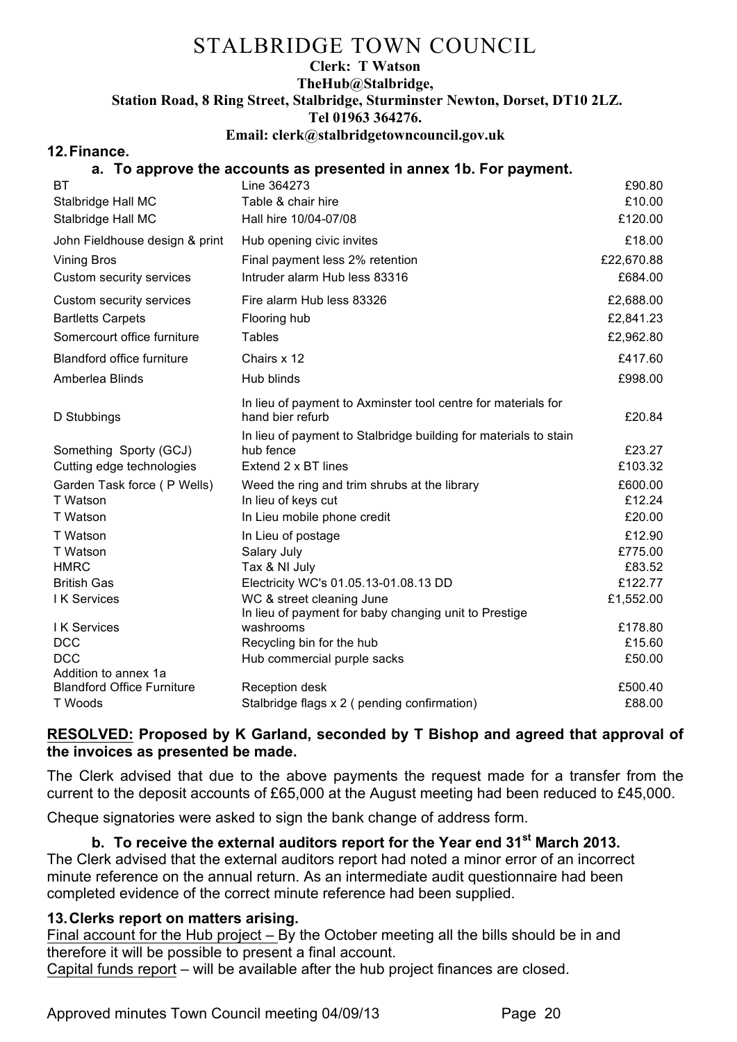# STALBRIDGE TOWN COUNCIL

**Clerk: T Watson**
**TheHub@Stalbridge,**
**Station Road, 8 Ring Street, Stalbridge, Sturminster Newton, Dorset, DT10 2LZ.**
**Tel 01963 364276.**
**Email: clerk@stalbridgetowncouncil.gov.uk**

## 12. Finance.

### a. To approve the accounts as presented in annex 1b. For payment.

| | | |
|---|---|---|
| BT | Line 364273 | £90.80 |
| Stalbridge Hall MC | Table & chair hire | £10.00 |
| Stalbridge Hall MC | Hall hire 10/04-07/08 | £120.00 |
| John Fieldhouse design & print | Hub opening civic invites | £18.00 |
| Vining Bros | Final payment less 2% retention | £22,670.88 |
| Custom security services | Intruder alarm Hub less 83316 | £684.00 |
| Custom security services | Fire alarm Hub less 83326 | £2,688.00 |
| Bartletts Carpets | Flooring hub | £2,841.23 |
| Somercourt office furniture | Tables | £2,962.80 |
| Blandford office furniture | Chairs x 12 | £417.60 |
| Amberlea Blinds | Hub blinds | £998.00 |
| D Stubbings | In lieu of payment to Axminster tool centre for materials for hand bier refurb | £20.84 |
| Something Sporty (GCJ) | In lieu of payment to Stalbridge building for materials to stain hub fence | £23.27 |
| Cutting edge technologies | Extend 2 x BT lines | £103.32 |
| Garden Task force ( P Wells) | Weed the ring and trim shrubs at the library | £600.00 |
| T Watson | In lieu of keys cut | £12.24 |
| T Watson | In Lieu mobile phone credit | £20.00 |
| T Watson | In Lieu of postage | £12.90 |
| T Watson | Salary July | £775.00 |
| HMRC | Tax & NI July | £83.52 |
| British Gas | Electricity WC's 01.05.13-01.08.13 DD | £122.77 |
| I K Services | WC & street cleaning June | £1,552.00 |
| I K Services | In lieu of payment for baby changing unit to Prestige washrooms | £178.80 |
| DCC | Recycling bin for the hub | £15.60 |
| DCC | Hub commercial purple sacks | £50.00 |
| Addition to annex 1a | | |
| Blandford Office Furniture | Reception desk | £500.40 |
| T Woods | Stalbridge flags x 2 ( pending confirmation) | £88.00 |

**RESOLVED: Proposed by K Garland, seconded by T Bishop and agreed that approval of the invoices as presented be made.**

The Clerk advised that due to the above payments the request made for a transfer from the current to the deposit accounts of £65,000 at the August meeting had been reduced to £45,000.

Cheque signatories were asked to sign the bank change of address form.

### b. To receive the external auditors report for the Year end 31st March 2013.

The Clerk advised that the external auditors report had noted a minor error of an incorrect minute reference on the annual return. As an intermediate audit questionnaire had been completed evidence of the correct minute reference had been supplied.

## 13. Clerks report on matters arising.

Final account for the Hub project – By the October meeting all the bills should be in and therefore it will be possible to present a final account.

Capital funds report – will be available after the hub project finances are closed.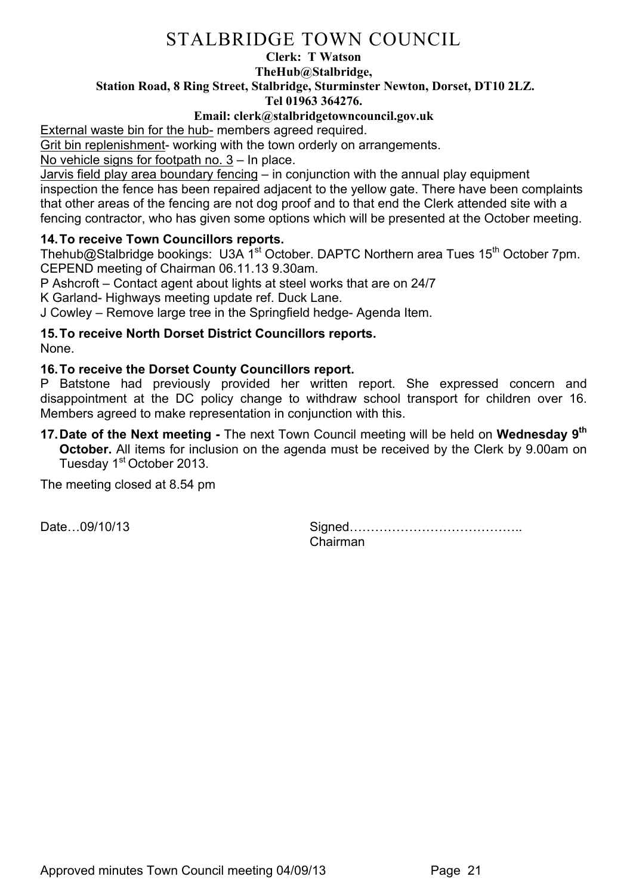# STALBRIDGE TOWN COUNCIL

**Clerk: T Watson**
**TheHub@Stalbridge,**
**Station Road, 8 Ring Street, Stalbridge, Sturminster Newton, Dorset, DT10 2LZ.**
**Tel 01963 364276.**
**Email: clerk@stalbridgetowncouncil.gov.uk**

External waste bin for the hub- members agreed required.

Grit bin replenishment- working with the town orderly on arrangements.

No vehicle signs for footpath no. 3 – In place.

Jarvis field play area boundary fencing – in conjunction with the annual play equipment inspection the fence has been repaired adjacent to the yellow gate. There have been complaints that other areas of the fencing are not dog proof and to that end the Clerk attended site with a fencing contractor, who has given some options which will be presented at the October meeting.

**14. To receive Town Councillors reports.**

Thehub@Stalbridge bookings: U3A 1st October. DAPTC Northern area Tues 15th October 7pm. CEPEND meeting of Chairman 06.11.13 9.30am.

P Ashcroft – Contact agent about lights at steel works that are on 24/7

K Garland- Highways meeting update ref. Duck Lane.

J Cowley – Remove large tree in the Springfield hedge- Agenda Item.

**15. To receive North Dorset District Councillors reports.**

None.

**16. To receive the Dorset County Councillors report.**

P Batstone had previously provided her written report. She expressed concern and disappointment at the DC policy change to withdraw school transport for children over 16. Members agreed to make representation in conjunction with this.

**17. Date of the Next meeting -** The next Town Council meeting will be held on **Wednesday 9th October.** All items for inclusion on the agenda must be received by the Clerk by 9.00am on Tuesday 1st October 2013.

The meeting closed at 8.54 pm

Date…09/10/13 Signed…………………………………..
Chairman

Approved minutes Town Council meeting 04/09/13